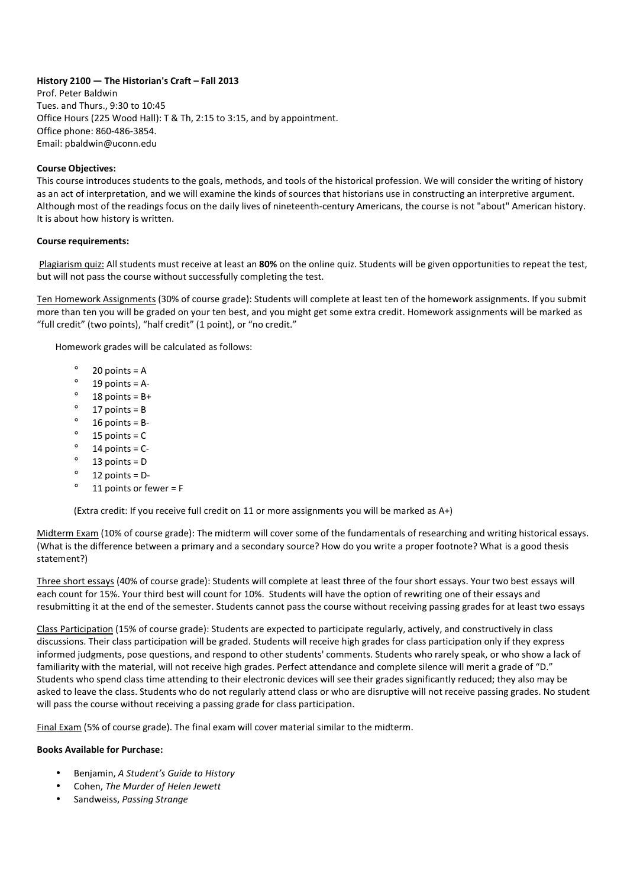**History 2100 — The Historian's Craft – Fall 2013**
Prof. Peter Baldwin
Tues. and Thurs., 9:30 to 10:45
Office Hours (225 Wood Hall): T & Th, 2:15 to 3:15, and by appointment.
Office phone: 860-486-3854.
Email: pbaldwin@uconn.edu

**Course Objectives:**
This course introduces students to the goals, methods, and tools of the historical profession. We will consider the writing of history as an act of interpretation, and we will examine the kinds of sources that historians use in constructing an interpretive argument. Although most of the readings focus on the daily lives of nineteenth-century Americans, the course is not "about" American history. It is about how history is written.

**Course requirements:**

Plagiarism quiz: All students must receive at least an **80%** on the online quiz. Students will be given opportunities to repeat the test, but will not pass the course without successfully completing the test.

Ten Homework Assignments (30% of course grade): Students will complete at least ten of the homework assignments. If you submit more than ten you will be graded on your ten best, and you might get some extra credit. Homework assignments will be marked as "full credit" (two points), "half credit" (1 point), or "no credit."

Homework grades will be calculated as follows:

- 20 points = A
- 19 points = A-
- 18 points = B+
- 17 points = B
- 16 points = B-
- 15 points = C
- 14 points = C-
- 13 points = D
- 12 points = D-
- 11 points or fewer = F

(Extra credit: If you receive full credit on 11 or more assignments you will be marked as A+)

Midterm Exam (10% of course grade): The midterm will cover some of the fundamentals of researching and writing historical essays. (What is the difference between a primary and a secondary source? How do you write a proper footnote? What is a good thesis statement?)

Three short essays (40% of course grade): Students will complete at least three of the four short essays. Your two best essays will each count for 15%. Your third best will count for 10%. Students will have the option of rewriting one of their essays and resubmitting it at the end of the semester. Students cannot pass the course without receiving passing grades for at least two essays

Class Participation (15% of course grade): Students are expected to participate regularly, actively, and constructively in class discussions. Their class participation will be graded. Students will receive high grades for class participation only if they express informed judgments, pose questions, and respond to other students' comments. Students who rarely speak, or who show a lack of familiarity with the material, will not receive high grades. Perfect attendance and complete silence will merit a grade of "D." Students who spend class time attending to their electronic devices will see their grades significantly reduced; they also may be asked to leave the class. Students who do not regularly attend class or who are disruptive will not receive passing grades. No student will pass the course without receiving a passing grade for class participation.

Final Exam (5% of course grade). The final exam will cover material similar to the midterm.

**Books Available for Purchase:**

- Benjamin, *A Student's Guide to History*
- Cohen, *The Murder of Helen Jewett*
- Sandweiss, *Passing Strange*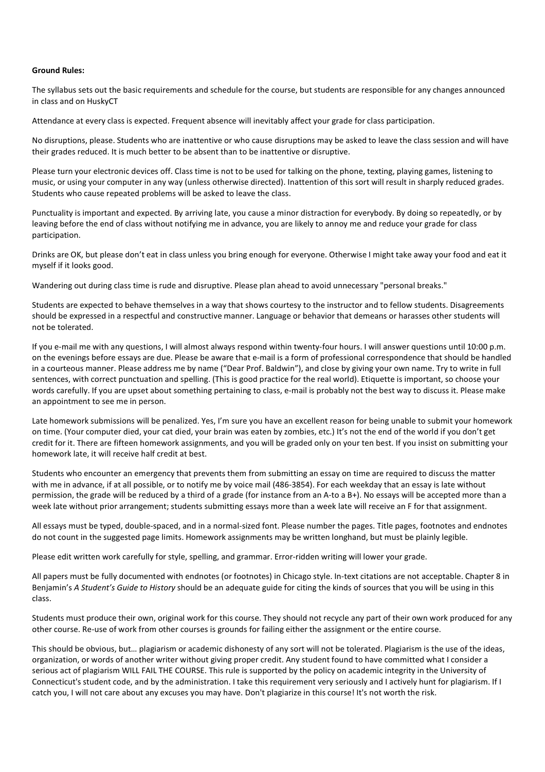**Ground Rules:**

The syllabus sets out the basic requirements and schedule for the course, but students are responsible for any changes announced in class and on HuskyCT

Attendance at every class is expected. Frequent absence will inevitably affect your grade for class participation.

No disruptions, please. Students who are inattentive or who cause disruptions may be asked to leave the class session and will have their grades reduced. It is much better to be absent than to be inattentive or disruptive.

Please turn your electronic devices off. Class time is not to be used for talking on the phone, texting, playing games, listening to music, or using your computer in any way (unless otherwise directed). Inattention of this sort will result in sharply reduced grades. Students who cause repeated problems will be asked to leave the class.

Punctuality is important and expected. By arriving late, you cause a minor distraction for everybody. By doing so repeatedly, or by leaving before the end of class without notifying me in advance, you are likely to annoy me and reduce your grade for class participation.

Drinks are OK, but please don't eat in class unless you bring enough for everyone. Otherwise I might take away your food and eat it myself if it looks good.

Wandering out during class time is rude and disruptive. Please plan ahead to avoid unnecessary "personal breaks."

Students are expected to behave themselves in a way that shows courtesy to the instructor and to fellow students. Disagreements should be expressed in a respectful and constructive manner. Language or behavior that demeans or harasses other students will not be tolerated.

If you e-mail me with any questions, I will almost always respond within twenty-four hours. I will answer questions until 10:00 p.m. on the evenings before essays are due. Please be aware that e-mail is a form of professional correspondence that should be handled in a courteous manner. Please address me by name ("Dear Prof. Baldwin"), and close by giving your own name. Try to write in full sentences, with correct punctuation and spelling. (This is good practice for the real world). Etiquette is important, so choose your words carefully. If you are upset about something pertaining to class, e-mail is probably not the best way to discuss it. Please make an appointment to see me in person.

Late homework submissions will be penalized. Yes, I'm sure you have an excellent reason for being unable to submit your homework on time. (Your computer died, your cat died, your brain was eaten by zombies, etc.) It's not the end of the world if you don't get credit for it. There are fifteen homework assignments, and you will be graded only on your ten best. If you insist on submitting your homework late, it will receive half credit at best.

Students who encounter an emergency that prevents them from submitting an essay on time are required to discuss the matter with me in advance, if at all possible, or to notify me by voice mail (486-3854). For each weekday that an essay is late without permission, the grade will be reduced by a third of a grade (for instance from an A-to a B+). No essays will be accepted more than a week late without prior arrangement; students submitting essays more than a week late will receive an F for that assignment.

All essays must be typed, double-spaced, and in a normal-sized font. Please number the pages. Title pages, footnotes and endnotes do not count in the suggested page limits. Homework assignments may be written longhand, but must be plainly legible.

Please edit written work carefully for style, spelling, and grammar. Error-ridden writing will lower your grade.

All papers must be fully documented with endnotes (or footnotes) in Chicago style. In-text citations are not acceptable. Chapter 8 in Benjamin's *A Student's Guide to History* should be an adequate guide for citing the kinds of sources that you will be using in this class.

Students must produce their own, original work for this course. They should not recycle any part of their own work produced for any other course. Re-use of work from other courses is grounds for failing either the assignment or the entire course.

This should be obvious, but… plagiarism or academic dishonesty of any sort will not be tolerated. Plagiarism is the use of the ideas, organization, or words of another writer without giving proper credit. Any student found to have committed what I consider a serious act of plagiarism WILL FAIL THE COURSE. This rule is supported by the policy on academic integrity in the University of Connecticut's student code, and by the administration. I take this requirement very seriously and I actively hunt for plagiarism. If I catch you, I will not care about any excuses you may have. Don't plagiarize in this course! It's not worth the risk.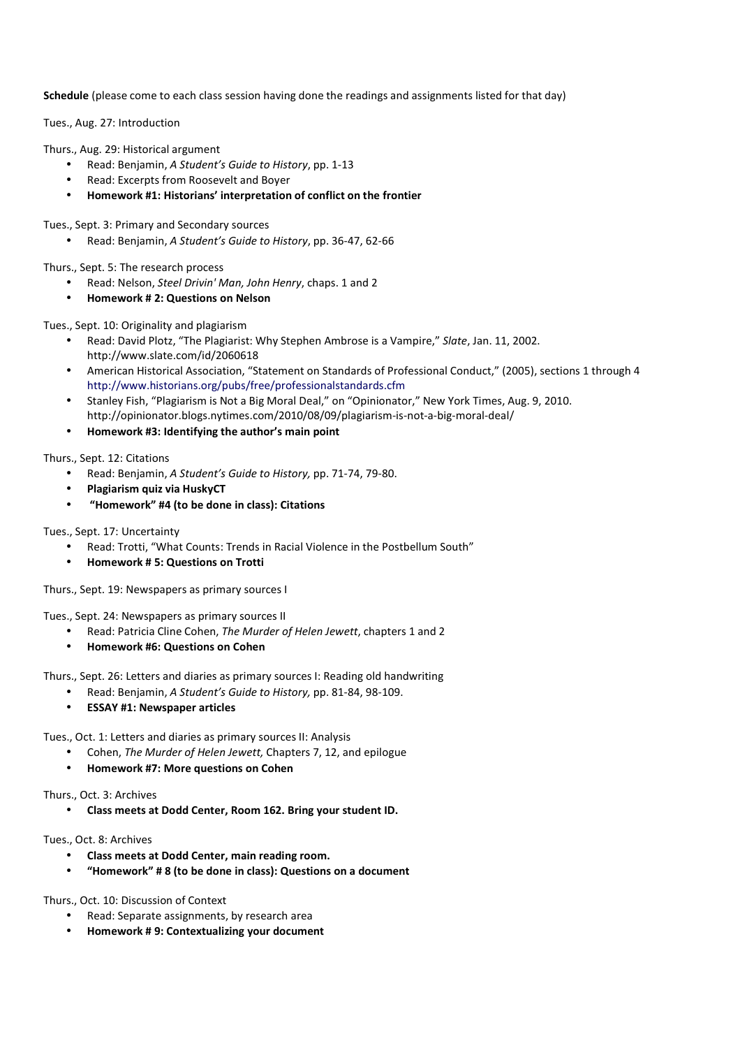**Schedule** (please come to each class session having done the readings and assignments listed for that day)

Tues., Aug. 27: Introduction

Thurs., Aug. 29: Historical argument

- Read: Benjamin, *A Student's Guide to History*, pp. 1-13
- Read: Excerpts from Roosevelt and Boyer
- **Homework #1: Historians' interpretation of conflict on the frontier**

Tues., Sept. 3: Primary and Secondary sources

- Read: Benjamin, *A Student's Guide to History*, pp. 36-47, 62-66

Thurs., Sept. 5: The research process

- Read: Nelson, *Steel Drivin' Man, John Henry*, chaps. 1 and 2
- **Homework # 2: Questions on Nelson**

Tues., Sept. 10: Originality and plagiarism

- Read: David Plotz, "The Plagiarist: Why Stephen Ambrose is a Vampire," *Slate*, Jan. 11, 2002. http://www.slate.com/id/2060618
- American Historical Association, "Statement on Standards of Professional Conduct," (2005), sections 1 through 4 http://www.historians.org/pubs/free/professionalstandards.cfm
- Stanley Fish, "Plagiarism is Not a Big Moral Deal," on "Opinionator," New York Times, Aug. 9, 2010. http://opinionator.blogs.nytimes.com/2010/08/09/plagiarism-is-not-a-big-moral-deal/
- **Homework #3: Identifying the author's main point**

Thurs., Sept. 12: Citations

- Read: Benjamin, *A Student's Guide to History,* pp. 71-74, 79-80.
- **Plagiarism quiz via HuskyCT**
- **"Homework" #4 (to be done in class): Citations**

Tues., Sept. 17: Uncertainty

- Read: Trotti, "What Counts: Trends in Racial Violence in the Postbellum South"
- **Homework # 5: Questions on Trotti**

Thurs., Sept. 19: Newspapers as primary sources I

Tues., Sept. 24: Newspapers as primary sources II

- Read: Patricia Cline Cohen, *The Murder of Helen Jewett*, chapters 1 and 2
- **Homework #6: Questions on Cohen**

Thurs., Sept. 26: Letters and diaries as primary sources I: Reading old handwriting

- Read: Benjamin, *A Student's Guide to History,* pp. 81-84, 98-109.
- **ESSAY #1: Newspaper articles**

Tues., Oct. 1: Letters and diaries as primary sources II: Analysis

- Cohen, *The Murder of Helen Jewett,* Chapters 7, 12, and epilogue
- **Homework #7: More questions on Cohen**

Thurs., Oct. 3: Archives

- **Class meets at Dodd Center, Room 162. Bring your student ID.**

Tues., Oct. 8: Archives

- **Class meets at Dodd Center, main reading room.**
- **"Homework" # 8 (to be done in class): Questions on a document**

Thurs., Oct. 10: Discussion of Context

- Read: Separate assignments, by research area
- **Homework # 9: Contextualizing your document**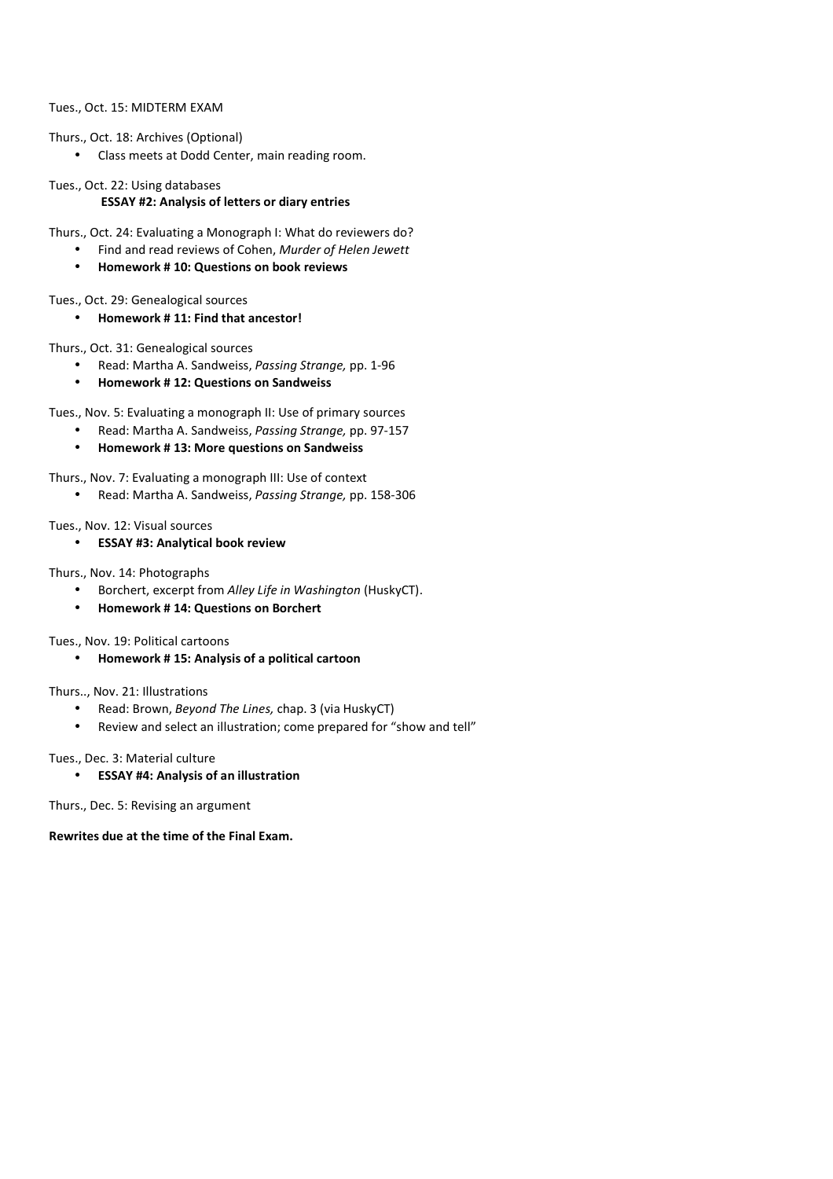Tues., Oct. 15: MIDTERM EXAM

Thurs., Oct. 18: Archives (Optional)

- Class meets at Dodd Center, main reading room.

Tues., Oct. 22: Using databases

**ESSAY #2: Analysis of letters or diary entries**

Thurs., Oct. 24: Evaluating a Monograph I: What do reviewers do?

- Find and read reviews of Cohen, *Murder of Helen Jewett*
- **Homework # 10: Questions on book reviews**

Tues., Oct. 29: Genealogical sources

- **Homework # 11: Find that ancestor!**

Thurs., Oct. 31: Genealogical sources

- Read: Martha A. Sandweiss, *Passing Strange,* pp. 1-96
- **Homework # 12: Questions on Sandweiss**

Tues., Nov. 5: Evaluating a monograph II: Use of primary sources

- Read: Martha A. Sandweiss, *Passing Strange,* pp. 97-157
- **Homework # 13: More questions on Sandweiss**

Thurs., Nov. 7: Evaluating a monograph III: Use of context

- Read: Martha A. Sandweiss, *Passing Strange,* pp. 158-306

Tues., Nov. 12: Visual sources

- **ESSAY #3: Analytical book review**

Thurs., Nov. 14: Photographs

- Borchert, excerpt from *Alley Life in Washington* (HuskyCT).
- **Homework # 14: Questions on Borchert**

Tues., Nov. 19: Political cartoons

- **Homework # 15: Analysis of a political cartoon**

Thurs.., Nov. 21: Illustrations

- Read: Brown, *Beyond The Lines,* chap. 3 (via HuskyCT)
- Review and select an illustration; come prepared for "show and tell"

Tues., Dec. 3: Material culture

- **ESSAY #4: Analysis of an illustration**

Thurs., Dec. 5: Revising an argument

**Rewrites due at the time of the Final Exam.**